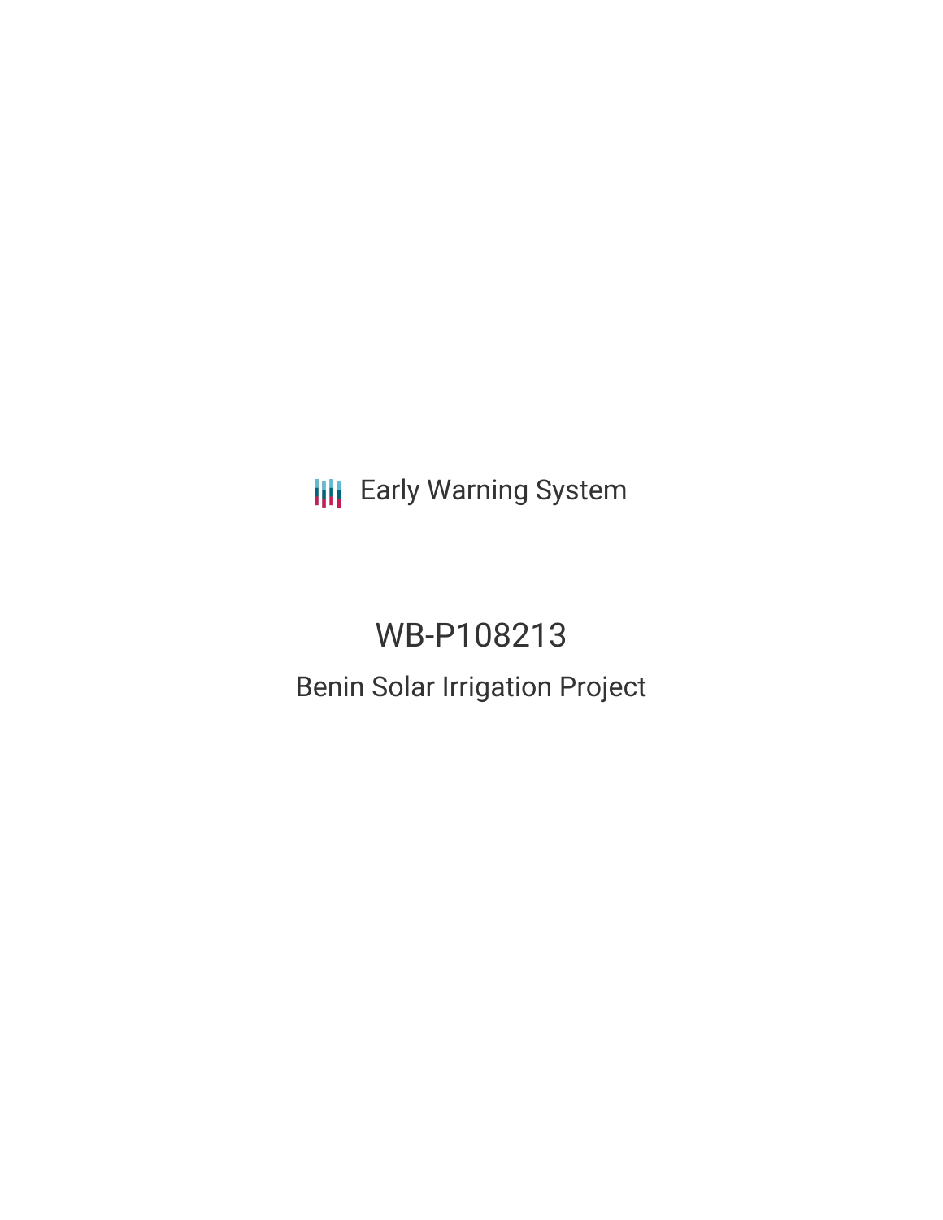Early Warning System

# WB-P108213

## Benin Solar Irrigation Project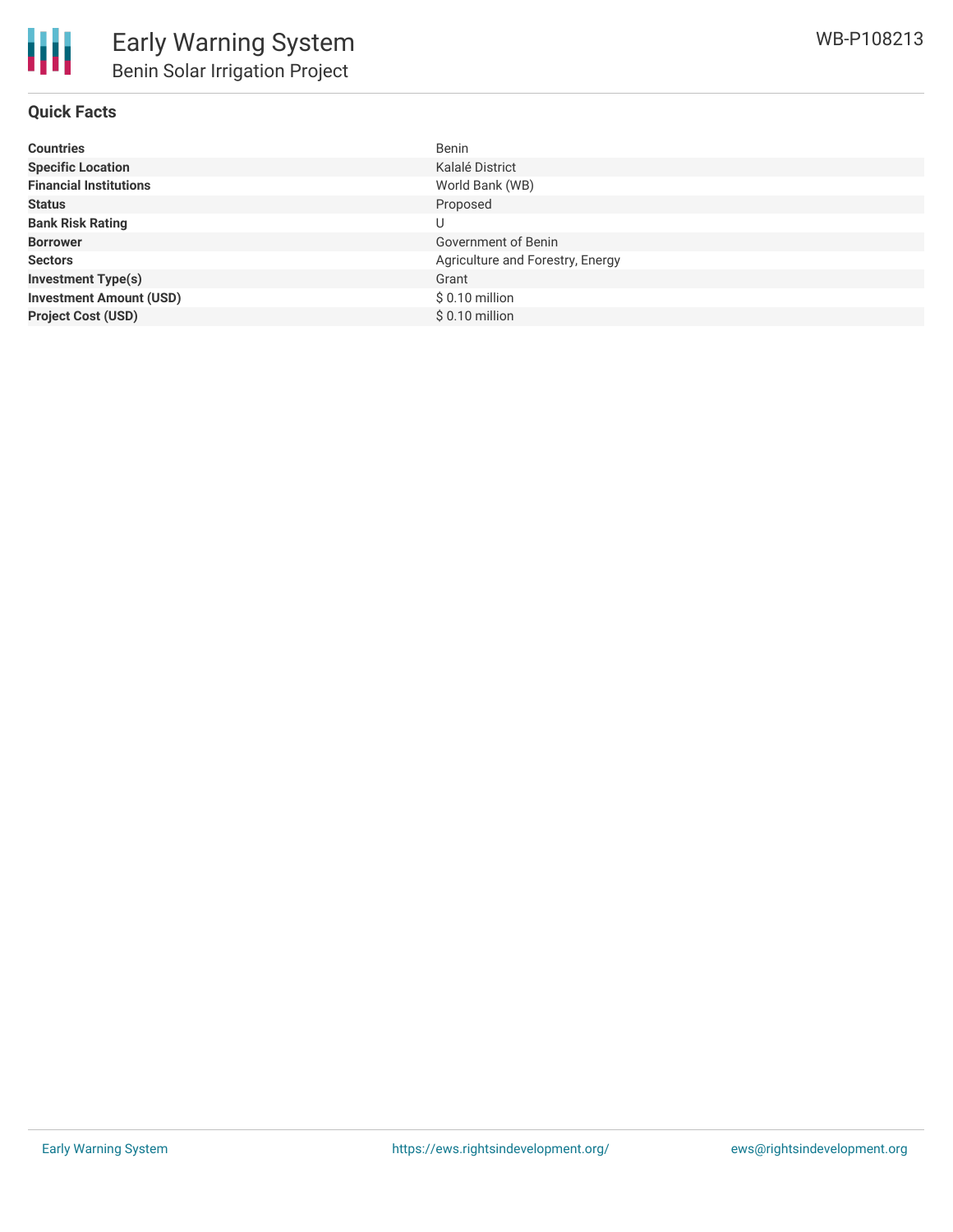# Early Warning System

## Benin Solar Irrigation Project

WB-P108213

### Quick Facts

| | |
|---|---|
| **Countries** | Benin |
| **Specific Location** | Kalalé District |
| **Financial Institutions** | World Bank (WB) |
| **Status** | Proposed |
| **Bank Risk Rating** | U |
| **Borrower** | Government of Benin |
| **Sectors** | Agriculture and Forestry, Energy |
| **Investment Type(s)** | Grant |
| **Investment Amount (USD)** | $ 0.10 million |
| **Project Cost (USD)** | $ 0.10 million |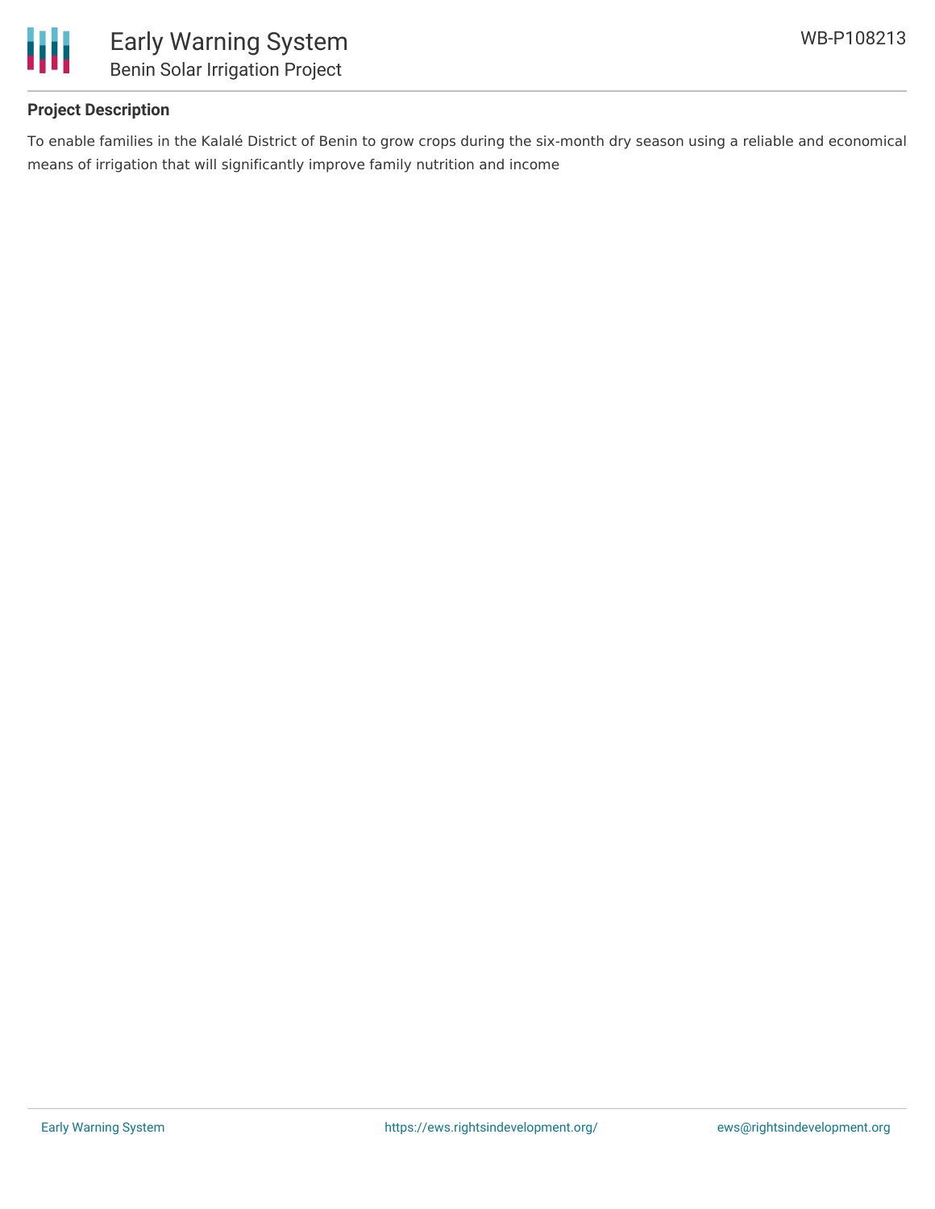## Project Description

To enable families in the Kalalé District of Benin to grow crops during the six-month dry season using a reliable and economical means of irrigation that will significantly improve family nutrition and income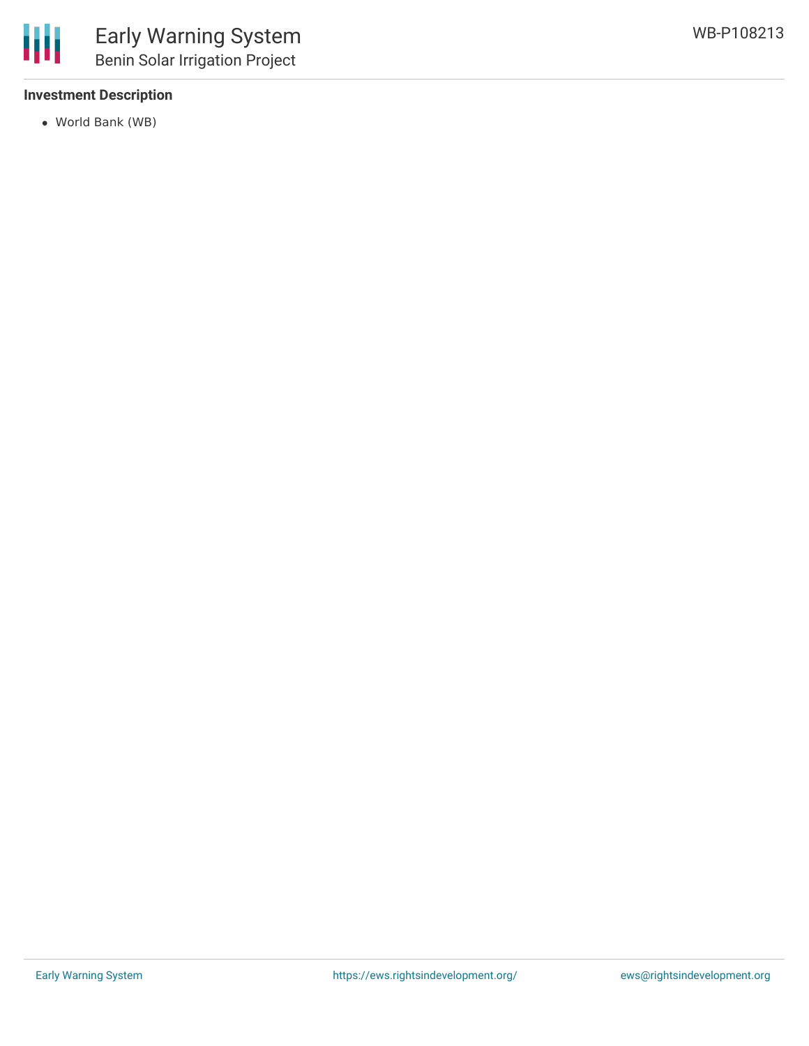**Investment Description**

- World Bank (WB)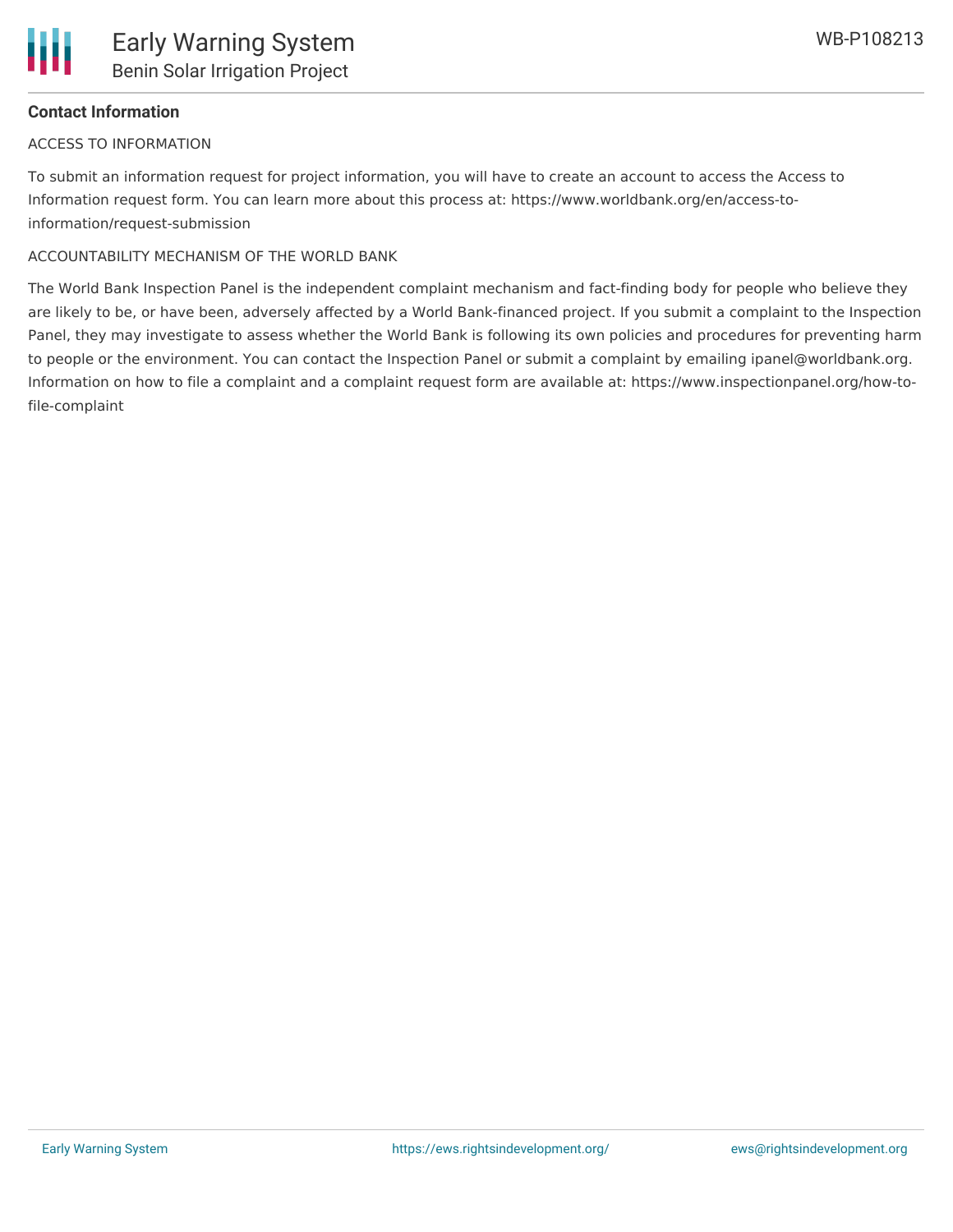**Contact Information**

ACCESS TO INFORMATION

To submit an information request for project information, you will have to create an account to access the Access to Information request form. You can learn more about this process at: https://www.worldbank.org/en/access-to-information/request-submission

ACCOUNTABILITY MECHANISM OF THE WORLD BANK

The World Bank Inspection Panel is the independent complaint mechanism and fact-finding body for people who believe they are likely to be, or have been, adversely affected by a World Bank-financed project. If you submit a complaint to the Inspection Panel, they may investigate to assess whether the World Bank is following its own policies and procedures for preventing harm to people or the environment. You can contact the Inspection Panel or submit a complaint by emailing ipanel@worldbank.org. Information on how to file a complaint and a complaint request form are available at: https://www.inspectionpanel.org/how-to-file-complaint